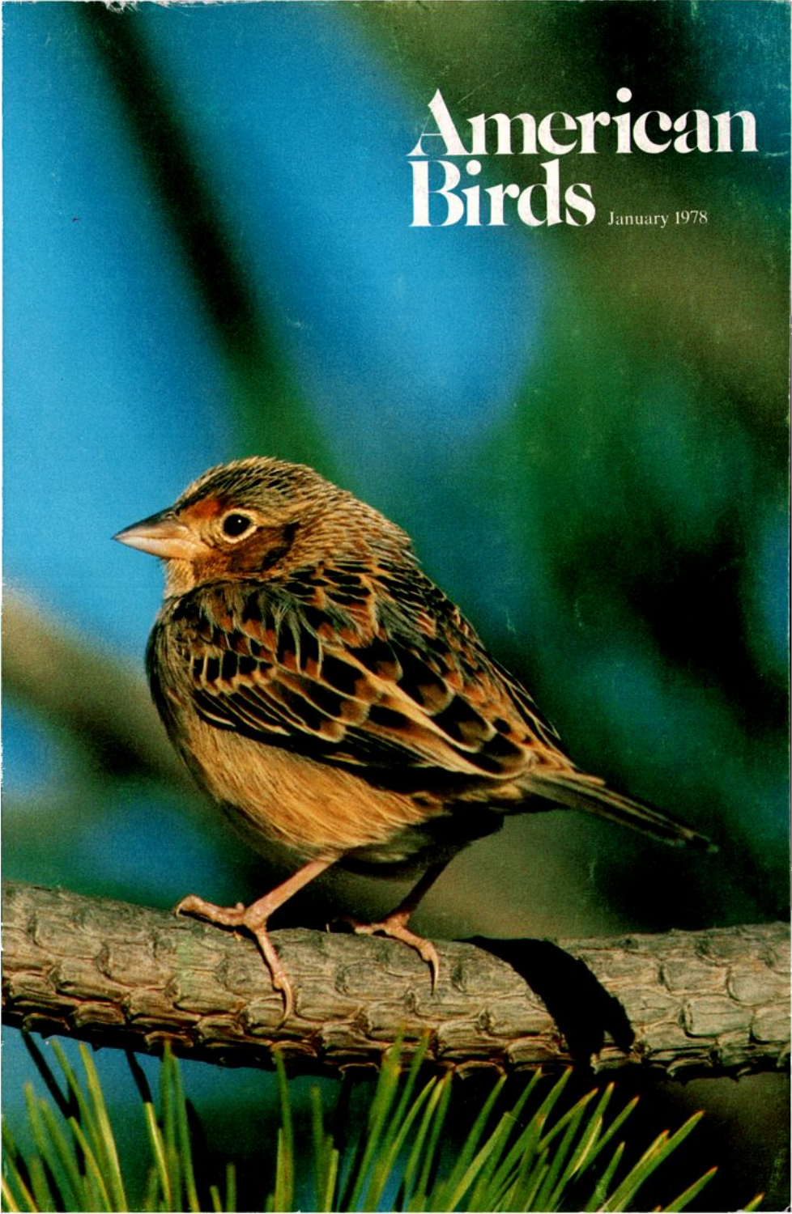# American Birds

January 1978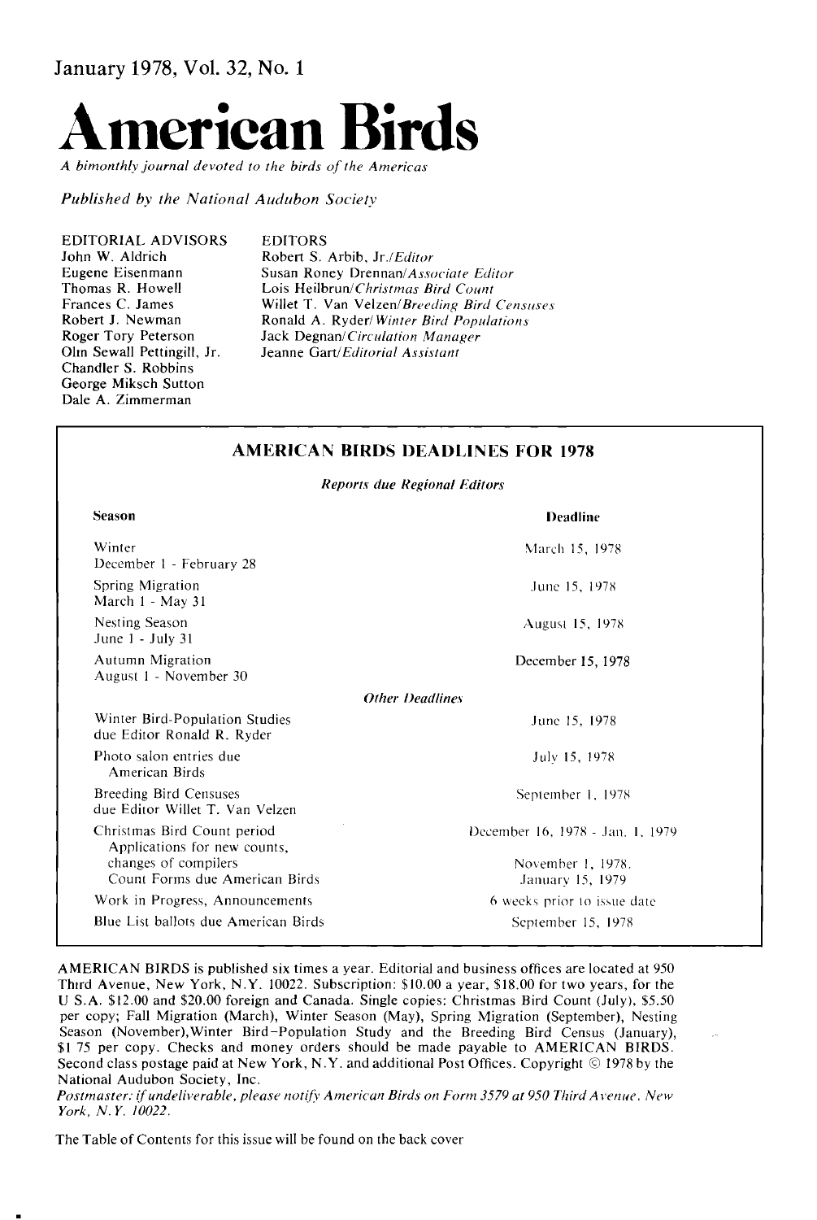January 1978, Vol. 32, No. 1

# American Birds

*A bimonthly journal devoted to the birds of the Americas*

*Published by the National Audubon Society*

EDITORIAL ADVISORS
John W. Aldrich
Eugene Eisenmann
Thomas R. Howell
Frances C. James
Robert J. Newman
Roger Tory Peterson
Olin Sewall Pettingill, Jr.
Chandler S. Robbins
George Miksch Sutton
Dale A. Zimmerman

EDITORS
Robert S. Arbib, Jr./*Editor*
Susan Roney Drennan/*Associate Editor*
Lois Heilbrun/*Christmas Bird Count*
Willet T. Van Velzen/*Breeding Bird Censuses*
Ronald A. Ryder/*Winter Bird Populations*
Jack Degnan/*Circulation Manager*
Jeanne Gart/*Editorial Assistant*

## AMERICAN BIRDS DEADLINES FOR 1978

*Reports due Regional Editors*

| Season | Deadline |
|---|---|
| Winter<br>December 1 - February 28 | March 15, 1978 |
| Spring Migration<br>March 1 - May 31 | June 15, 1978 |
| Nesting Season<br>June 1 - July 31 | August 15, 1978 |
| Autumn Migration<br>August 1 - November 30 | December 15, 1978 |
| *Other Deadlines* | |
| Winter Bird-Population Studies<br>due Editor Ronald R. Ryder | June 15, 1978 |
| Photo salon entries due<br>American Birds | July 15, 1978 |
| Breeding Bird Censuses<br>due Editor Willet T. Van Velzen | September 1, 1978 |
| Christmas Bird Count period | December 16, 1978 - Jan. 1, 1979 |
| Applications for new counts,<br>changes of compilers | November 1, 1978. |
| Count Forms due American Birds | January 15, 1979 |
| Work in Progress, Announcements | 6 weeks prior to issue date |
| Blue List ballots due American Birds | September 15, 1978 |

AMERICAN BIRDS is published six times a year. Editorial and business offices are located at 950 Third Avenue, New York, N.Y. 10022. Subscription: $10.00 a year, $18.00 for two years, for the U S.A. $12.00 and $20.00 foreign and Canada. Single copies: Christmas Bird Count (July), $5.50 per copy; Fall Migration (March), Winter Season (May), Spring Migration (September), Nesting Season (November), Winter Bird-Population Study and the Breeding Bird Census (January), $1 75 per copy. Checks and money orders should be made payable to AMERICAN BIRDS. Second class postage paid at New York, N.Y. and additional Post Offices. Copyright © 1978 by the National Audubon Society, Inc.

*Postmaster: if undeliverable, please notify American Birds on Form 3579 at 950 Third Avenue, New York, N.Y. 10022.*

The Table of Contents for this issue will be found on the back cover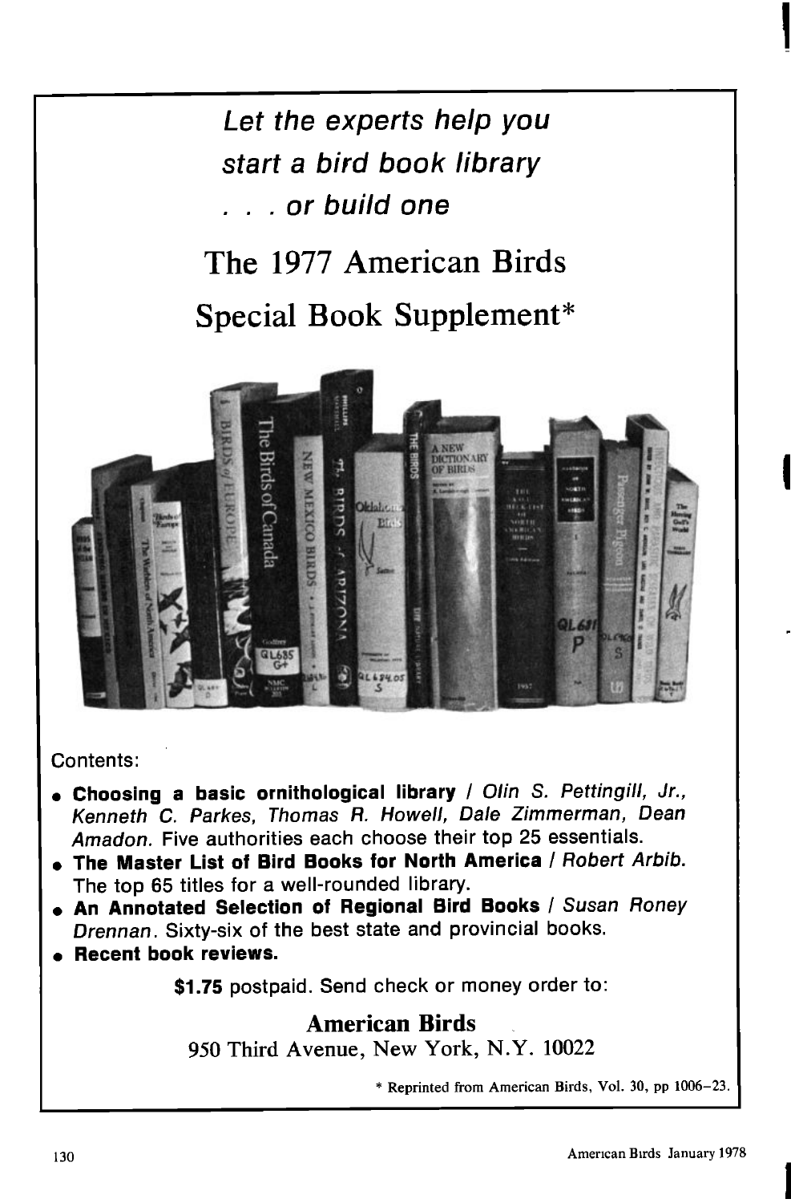*Let the experts help you start a bird book library . . . or build one*

# The 1977 American Birds Special Book Supplement*

Contents:

- **Choosing a basic ornithological library** / *Olin S. Pettingill, Jr., Kenneth C. Parkes, Thomas R. Howell, Dale Zimmerman, Dean Amadon.* Five authorities each choose their top 25 essentials.
- **The Master List of Bird Books for North America** / *Robert Arbib.* The top 65 titles for a well-rounded library.
- **An Annotated Selection of Regional Bird Books** / *Susan Roney Drennan.* Sixty-six of the best state and provincial books.
- **Recent book reviews.**

**$1.75** postpaid. Send check or money order to:

**American Birds**
950 Third Avenue, New York, N.Y. 10022

* Reprinted from American Birds, Vol. 30, pp 1006–23.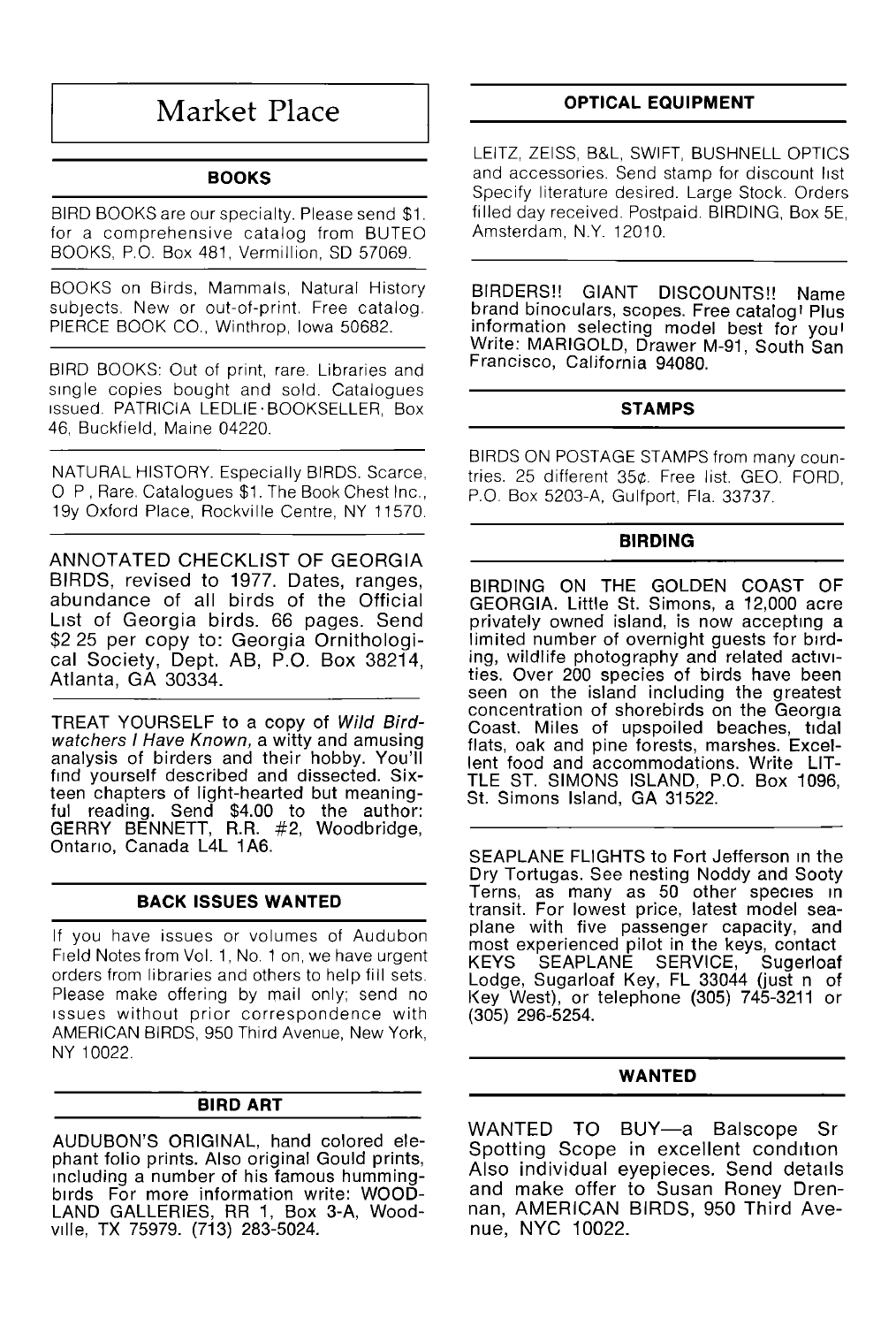# Market Place

## BOOKS

BIRD BOOKS are our specialty. Please send $1. for a comprehensive catalog from BUTEO BOOKS, P.O. Box 481, Vermillion, SD 57069.

BOOKS on Birds, Mammals, Natural History subjects. New or out-of-print. Free catalog. PIERCE BOOK CO., Winthrop, Iowa 50682.

BIRD BOOKS: Out of print, rare. Libraries and single copies bought and sold. Catalogues issued. PATRICIA LEDLIE·BOOKSELLER, Box 46, Buckfield, Maine 04220.

NATURAL HISTORY. Especially BIRDS. Scarce, O P , Rare. Catalogues $1. The Book Chest Inc., 19y Oxford Place, Rockville Centre, NY 11570.

ANNOTATED CHECKLIST OF GEORGIA BIRDS, revised to 1977. Dates, ranges, abundance of all birds of the Official List of Georgia birds. 66 pages. Send $2 25 per copy to: Georgia Ornithological Society, Dept. AB, P.O. Box 38214, Atlanta, GA 30334.

TREAT YOURSELF to a copy of *Wild Birdwatchers I Have Known,* a witty and amusing analysis of birders and their hobby. You'll find yourself described and dissected. Sixteen chapters of light-hearted but meaningful reading. Send $4.00 to the author: GERRY BENNETT, R.R. #2, Woodbridge, Ontario, Canada L4L 1A6.

## BACK ISSUES WANTED

If you have issues or volumes of Audubon Field Notes from Vol. 1, No. 1 on, we have urgent orders from libraries and others to help fill sets. Please make offering by mail only; send no issues without prior correspondence with AMERICAN BIRDS, 950 Third Avenue, New York, NY 10022.

## BIRD ART

AUDUBON'S ORIGINAL, hand colored elephant folio prints. Also original Gould prints, including a number of his famous hummingbirds For more information write: WOODLAND GALLERIES, RR 1, Box 3-A, Woodville, TX 75979. (713) 283-5024.

## OPTICAL EQUIPMENT

LEITZ, ZEISS, B&L, SWIFT, BUSHNELL OPTICS and accessories. Send stamp for discount list Specify literature desired. Large Stock. Orders filled day received. Postpaid. BIRDING, Box 5E, Amsterdam, N.Y. 12010.

BIRDERS!! GIANT DISCOUNTS!! Name brand binoculars, scopes. Free catalog! Plus information selecting model best for you! Write: MARIGOLD, Drawer M-91, South San Francisco, California 94080.

## STAMPS

BIRDS ON POSTAGE STAMPS from many countries. 25 different 35¢. Free list. GEO. FORD, P.O. Box 5203-A, Gulfport, Fla. 33737.

## BIRDING

BIRDING ON THE GOLDEN COAST OF GEORGIA. Little St. Simons, a 12,000 acre privately owned island, is now accepting a limited number of overnight guests for birding, wildlife photography and related activities. Over 200 species of birds have been seen on the island including the greatest concentration of shorebirds on the Georgia Coast. Miles of upspoiled beaches, tidal flats, oak and pine forests, marshes. Excellent food and accommodations. Write LITTLE ST. SIMONS ISLAND, P.O. Box 1096, St. Simons Island, GA 31522.

SEAPLANE FLIGHTS to Fort Jefferson in the Dry Tortugas. See nesting Noddy and Sooty Terns, as many as 50 other species in transit. For lowest price, latest model seaplane with five passenger capacity, and most experienced pilot in the keys, contact KEYS SEAPLANE SERVICE, Sugerloaf Lodge, Sugarloaf Key, FL 33044 (just n of Key West), or telephone (305) 745-3211 or (305) 296-5254.

## WANTED

WANTED TO BUY—a Balscope Sr Spotting Scope in excellent condition Also individual eyepieces. Send details and make offer to Susan Roney Drennan, AMERICAN BIRDS, 950 Third Avenue, NYC 10022.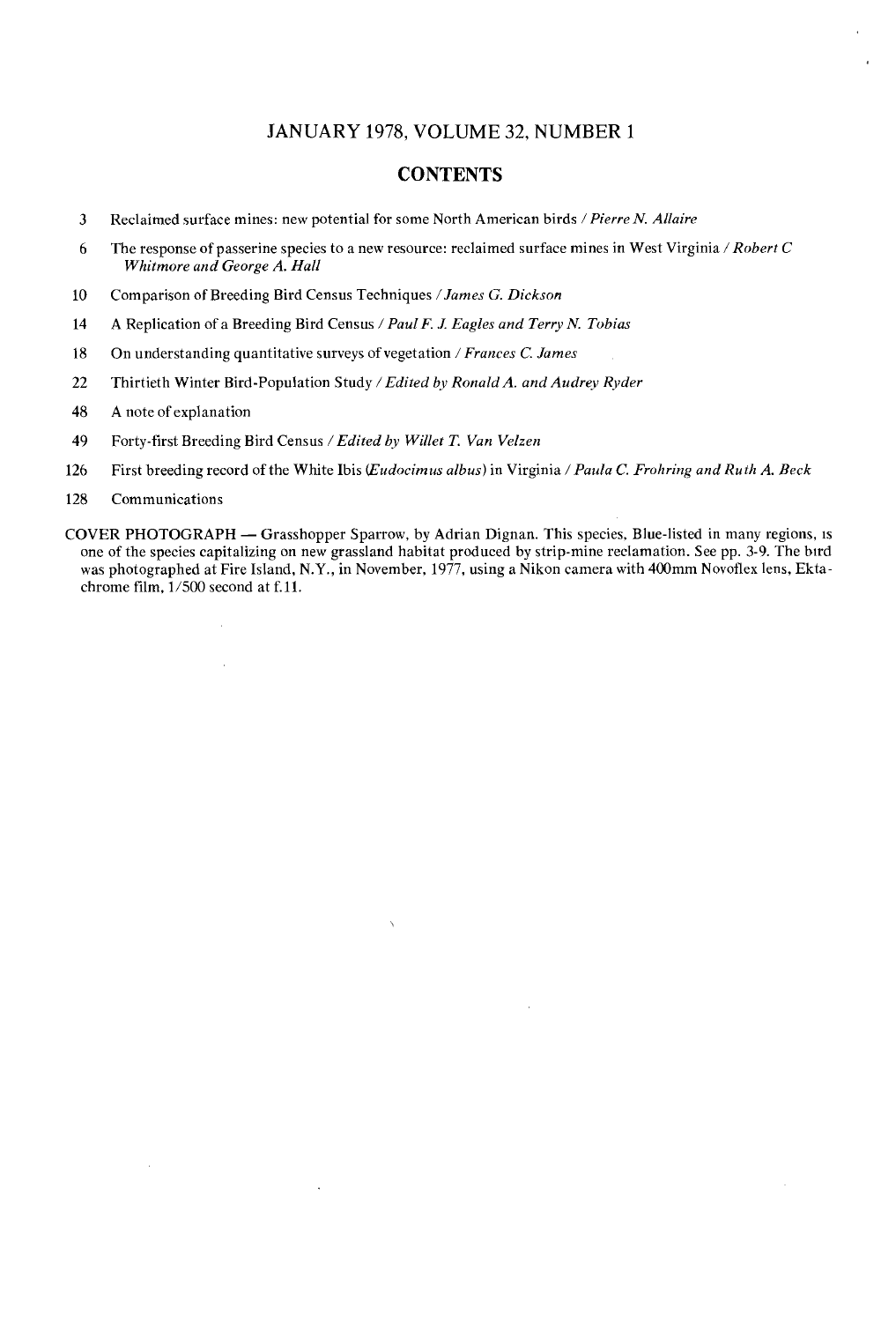# JANUARY 1978, VOLUME 32, NUMBER 1

## CONTENTS

3 Reclaimed surface mines: new potential for some North American birds / *Pierre N. Allaire*

6 The response of passerine species to a new resource: reclaimed surface mines in West Virginia / *Robert C Whitmore and George A. Hall*

10 Comparison of Breeding Bird Census Techniques / *James G. Dickson*

14 A Replication of a Breeding Bird Census / *Paul F. J. Eagles and Terry N. Tobias*

18 On understanding quantitative surveys of vegetation / *Frances C. James*

22 Thirtieth Winter Bird-Population Study / *Edited by Ronald A. and Audrey Ryder*

48 A note of explanation

49 Forty-first Breeding Bird Census / *Edited by Willet T. Van Velzen*

126 First breeding record of the White Ibis (*Eudocimus albus*) in Virginia / *Paula C. Frohring and Ruth A. Beck*

128 Communications

COVER PHOTOGRAPH — Grasshopper Sparrow, by Adrian Dignan. This species, Blue-listed in many regions, is one of the species capitalizing on new grassland habitat produced by strip-mine reclamation. See pp. 3-9. The bird was photographed at Fire Island, N.Y., in November, 1977, using a Nikon camera with 400mm Novoflex lens, Ektachrome film, 1/500 second at f.11.